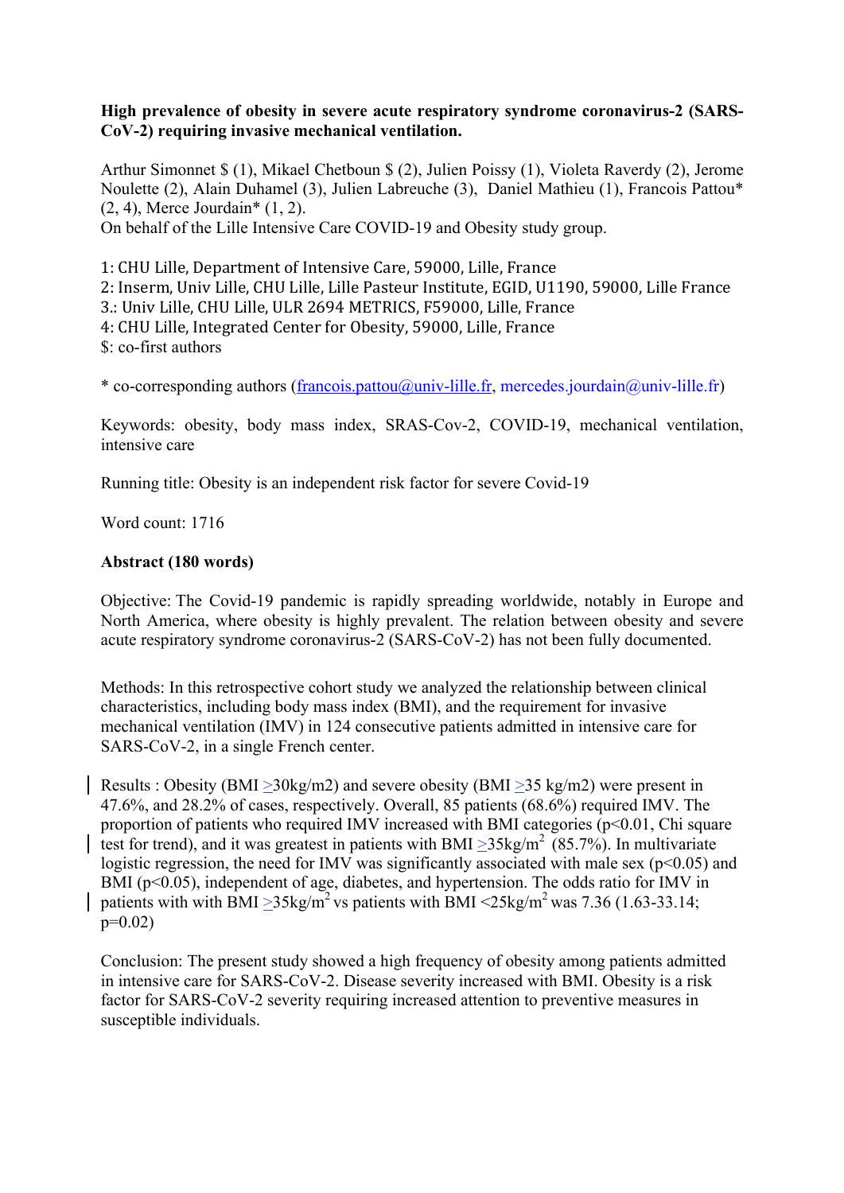**High prevalence of obesity in severe acute respiratory syndrome coronavirus-2 (SARS-CoV-2) requiring invasive mechanical ventilation.**

Arthur Simonnet $ (1), Mikael Chetboun $ (2), Julien Poissy (1), Violeta Raverdy (2), Jerome Noulette (2), Alain Duhamel (3), Julien Labreuche (3), Daniel Mathieu (1), Francois Pattou* (2, 4), Merce Jourdain* (1, 2).

On behalf of the Lille Intensive Care COVID-19 and Obesity study group.

1: CHU Lille, Department of Intensive Care, 59000, Lille, France
2: Inserm, Univ Lille, CHU Lille, Lille Pasteur Institute, EGID, U1190, 59000, Lille France
3.: Univ Lille, CHU Lille, ULR 2694 METRICS, F59000, Lille, France
4: CHU Lille, Integrated Center for Obesity, 59000, Lille, France
$: co-first authors

* co-corresponding authors (francois.pattou@univ-lille.fr, mercedes.jourdain@univ-lille.fr)

Keywords: obesity, body mass index, SRAS-Cov-2, COVID-19, mechanical ventilation, intensive care

Running title: Obesity is an independent risk factor for severe Covid-19

Word count: 1716

**Abstract (180 words)**

Objective: The Covid-19 pandemic is rapidly spreading worldwide, notably in Europe and North America, where obesity is highly prevalent. The relation between obesity and severe acute respiratory syndrome coronavirus-2 (SARS-CoV-2) has not been fully documented.

Methods: In this retrospective cohort study we analyzed the relationship between clinical characteristics, including body mass index (BMI), and the requirement for invasive mechanical ventilation (IMV) in 124 consecutive patients admitted in intensive care for SARS-CoV-2, in a single French center.

Results : Obesity (BMI $\geq$30kg/m2) and severe obesity (BMI $\geq$35 kg/m2) were present in 47.6%, and 28.2% of cases, respectively. Overall, 85 patients (68.6%) required IMV. The proportion of patients who required IMV increased with BMI categories ($p<0.01$, Chi square test for trend), and it was greatest in patients with BMI $\geq$35kg/m$^2$ (85.7%). In multivariate logistic regression, the need for IMV was significantly associated with male sex ($p<0.05$) and BMI ($p<0.05$), independent of age, diabetes, and hypertension. The odds ratio for IMV in patients with with BMI $\geq$35kg/m$^2$ vs patients with BMI <25kg/m$^2$ was 7.36 (1.63-33.14; $p=0.02$)

Conclusion: The present study showed a high frequency of obesity among patients admitted in intensive care for SARS-CoV-2. Disease severity increased with BMI. Obesity is a risk factor for SARS-CoV-2 severity requiring increased attention to preventive measures in susceptible individuals.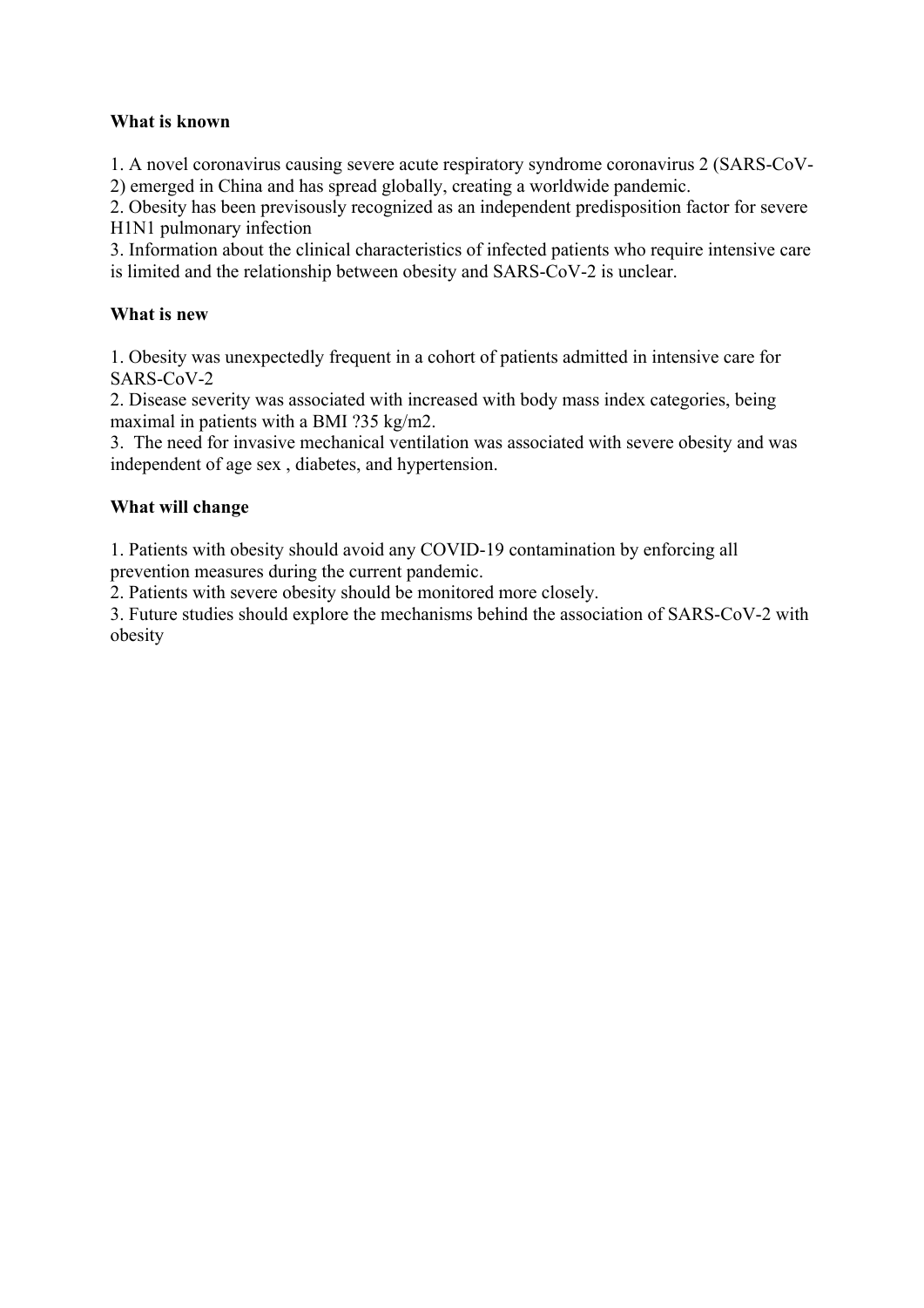**What is known**

1. A novel coronavirus causing severe acute respiratory syndrome coronavirus 2 (SARS-CoV-2) emerged in China and has spread globally, creating a worldwide pandemic.
2. Obesity has been previsously recognized as an independent predisposition factor for severe H1N1 pulmonary infection
3. Information about the clinical characteristics of infected patients who require intensive care is limited and the relationship between obesity and SARS-CoV-2 is unclear.

**What is new**

1. Obesity was unexpectedly frequent in a cohort of patients admitted in intensive care for SARS-CoV-2
2. Disease severity was associated with increased with body mass index categories, being maximal in patients with a BMI ?35 kg/m2.
3. The need for invasive mechanical ventilation was associated with severe obesity and was independent of age sex , diabetes, and hypertension.

**What will change**

1. Patients with obesity should avoid any COVID-19 contamination by enforcing all prevention measures during the current pandemic.
2. Patients with severe obesity should be monitored more closely.
3. Future studies should explore the mechanisms behind the association of SARS-CoV-2 with obesity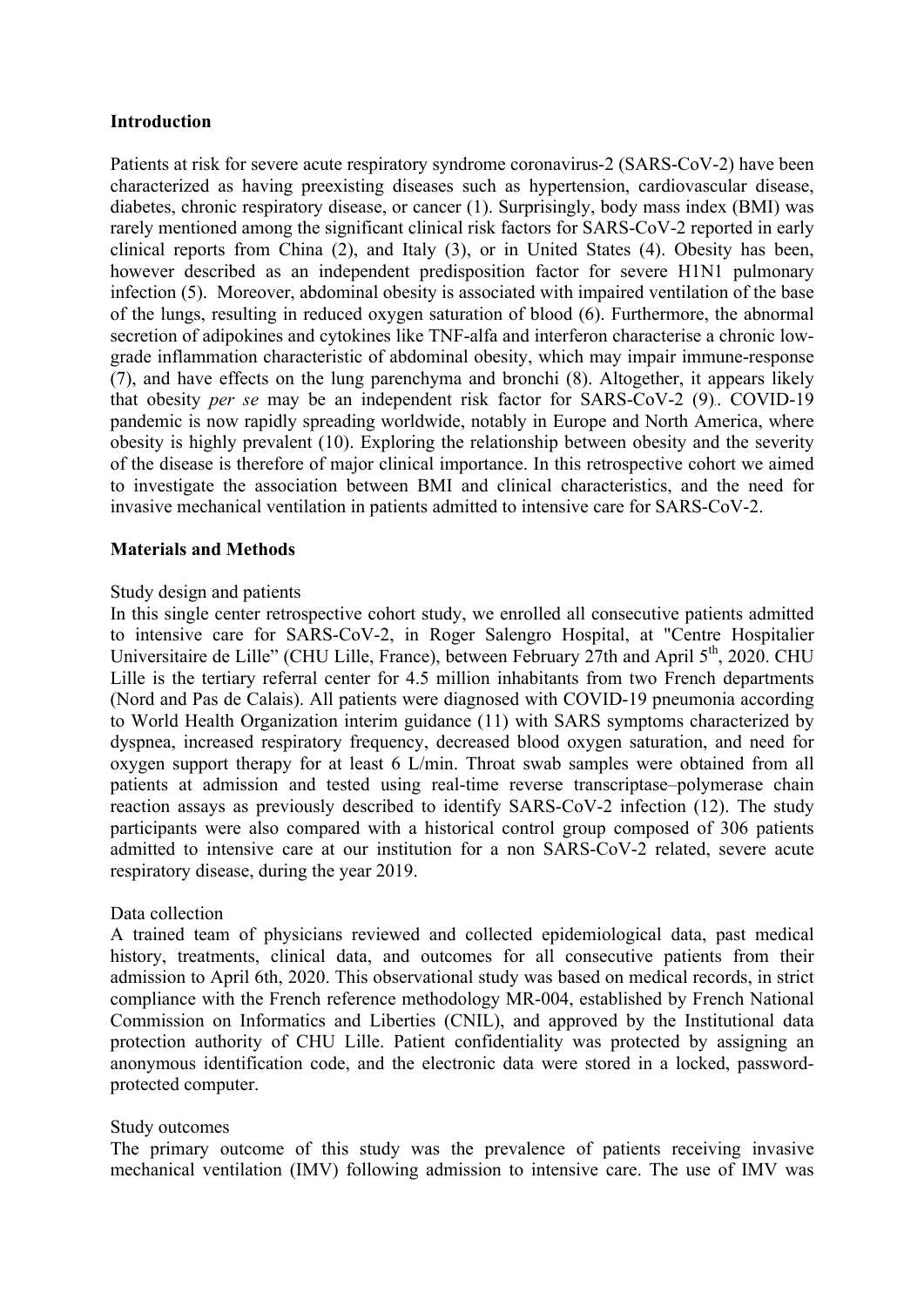## Introduction

Patients at risk for severe acute respiratory syndrome coronavirus-2 (SARS-CoV-2) have been characterized as having preexisting diseases such as hypertension, cardiovascular disease, diabetes, chronic respiratory disease, or cancer (1). Surprisingly, body mass index (BMI) was rarely mentioned among the significant clinical risk factors for SARS-CoV-2 reported in early clinical reports from China (2), and Italy (3), or in United States (4). Obesity has been, however described as an independent predisposition factor for severe H1N1 pulmonary infection (5). Moreover, abdominal obesity is associated with impaired ventilation of the base of the lungs, resulting in reduced oxygen saturation of blood (6). Furthermore, the abnormal secretion of adipokines and cytokines like TNF-alfa and interferon characterise a chronic low-grade inflammation characteristic of abdominal obesity, which may impair immune-response (7), and have effects on the lung parenchyma and bronchi (8). Altogether, it appears likely that obesity *per se* may be an independent risk factor for SARS-CoV-2 (9).. COVID-19 pandemic is now rapidly spreading worldwide, notably in Europe and North America, where obesity is highly prevalent (10). Exploring the relationship between obesity and the severity of the disease is therefore of major clinical importance. In this retrospective cohort we aimed to investigate the association between BMI and clinical characteristics, and the need for invasive mechanical ventilation in patients admitted to intensive care for SARS-CoV-2.

## Materials and Methods

### Study design and patients

In this single center retrospective cohort study, we enrolled all consecutive patients admitted to intensive care for SARS-CoV-2, in Roger Salengro Hospital, at "Centre Hospitalier Universitaire de Lille" (CHU Lille, France), between February 27th and April 5th, 2020. CHU Lille is the tertiary referral center for 4.5 million inhabitants from two French departments (Nord and Pas de Calais). All patients were diagnosed with COVID-19 pneumonia according to World Health Organization interim guidance (11) with SARS symptoms characterized by dyspnea, increased respiratory frequency, decreased blood oxygen saturation, and need for oxygen support therapy for at least 6 L/min. Throat swab samples were obtained from all patients at admission and tested using real-time reverse transcriptase–polymerase chain reaction assays as previously described to identify SARS-CoV-2 infection (12). The study participants were also compared with a historical control group composed of 306 patients admitted to intensive care at our institution for a non SARS-CoV-2 related, severe acute respiratory disease, during the year 2019.

### Data collection

A trained team of physicians reviewed and collected epidemiological data, past medical history, treatments, clinical data, and outcomes for all consecutive patients from their admission to April 6th, 2020. This observational study was based on medical records, in strict compliance with the French reference methodology MR-004, established by French National Commission on Informatics and Liberties (CNIL), and approved by the Institutional data protection authority of CHU Lille. Patient confidentiality was protected by assigning an anonymous identification code, and the electronic data were stored in a locked, password-protected computer.

### Study outcomes

The primary outcome of this study was the prevalence of patients receiving invasive mechanical ventilation (IMV) following admission to intensive care. The use of IMV was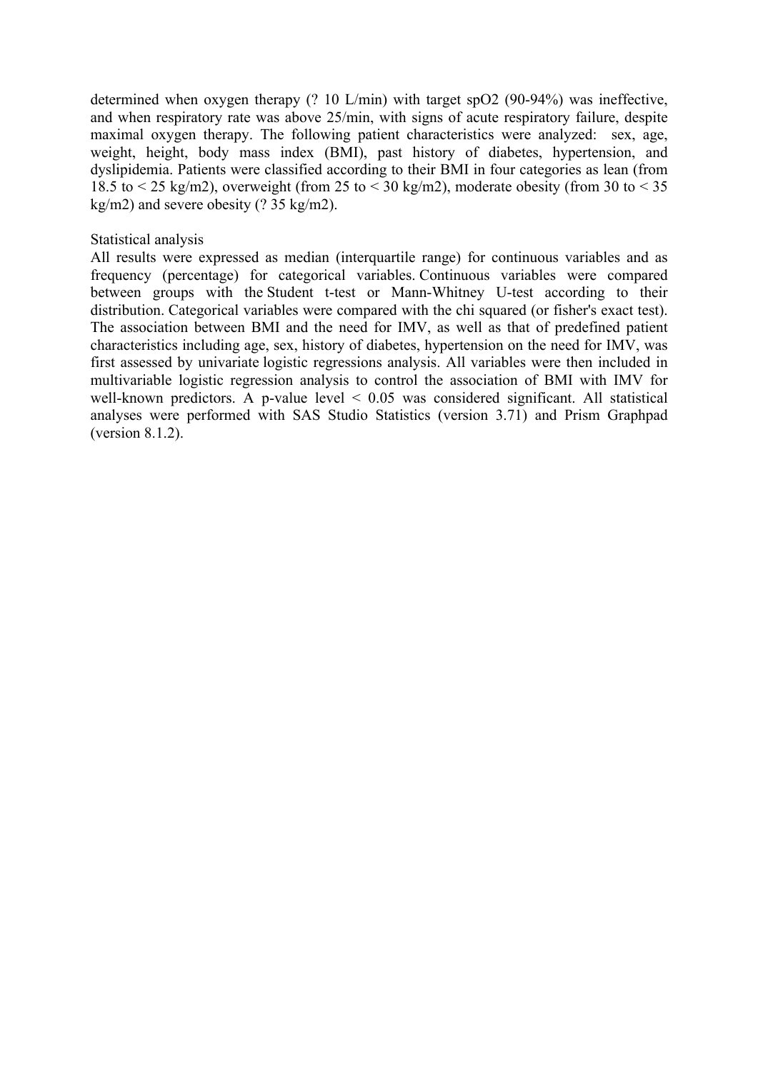determined when oxygen therapy (? 10 L/min) with target $spO_2$ (90-94%) was ineffective, and when respiratory rate was above 25/min, with signs of acute respiratory failure, despite maximal oxygen therapy. The following patient characteristics were analyzed: sex, age, weight, height, body mass index (BMI), past history of diabetes, hypertension, and dyslipidemia. Patients were classified according to their BMI in four categories as lean (from 18.5 to < 25 kg/m2), overweight (from 25 to < 30 kg/m2), moderate obesity (from 30 to < 35 kg/m2) and severe obesity (? 35 kg/m2).

Statistical analysis

All results were expressed as median (interquartile range) for continuous variables and as frequency (percentage) for categorical variables. Continuous variables were compared between groups with the Student t-test or Mann-Whitney U-test according to their distribution. Categorical variables were compared with the chi squared (or fisher's exact test). The association between BMI and the need for IMV, as well as that of predefined patient characteristics including age, sex, history of diabetes, hypertension on the need for IMV, was first assessed by univariate logistic regressions analysis. All variables were then included in multivariable logistic regression analysis to control the association of BMI with IMV for well-known predictors. A p-value level $< 0.05$ was considered significant. All statistical analyses were performed with SAS Studio Statistics (version 3.71) and Prism Graphpad (version 8.1.2).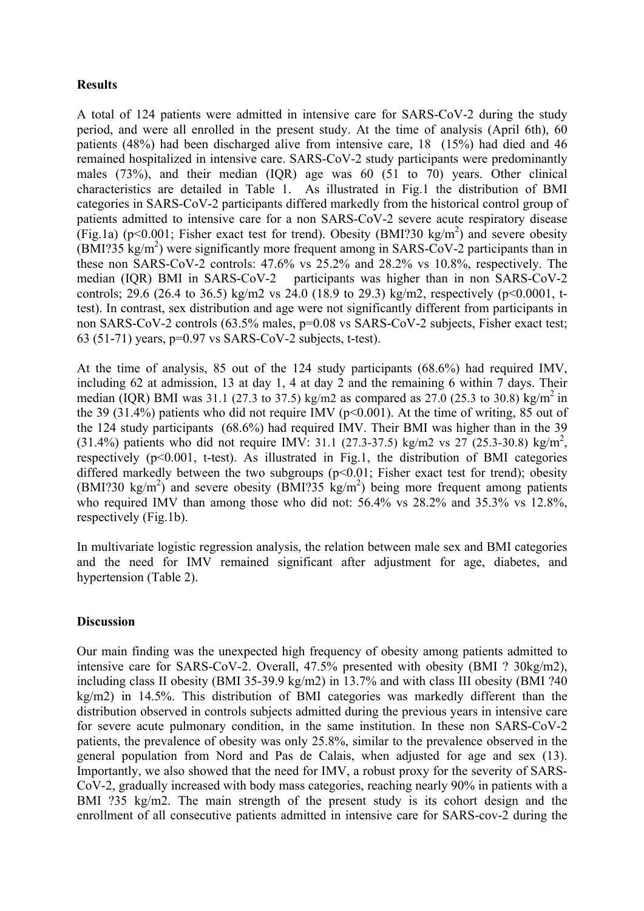**Results**

A total of 124 patients were admitted in intensive care for SARS-CoV-2 during the study period, and were all enrolled in the present study. At the time of analysis (April 6th), 60 patients (48%) had been discharged alive from intensive care, 18 (15%) had died and 46 remained hospitalized in intensive care. SARS-CoV-2 study participants were predominantly males (73%), and their median (IQR) age was 60 (51 to 70) years. Other clinical characteristics are detailed in Table 1. As illustrated in Fig.1 the distribution of BMI categories in SARS-CoV-2 participants differed markedly from the historical control group of patients admitted to intensive care for a non SARS-CoV-2 severe acute respiratory disease (Fig.1a) ($p<0.001$; Fisher exact test for trend). Obesity (BMI?30 kg/m$^2$) and severe obesity (BMI?35 kg/m$^2$) were significantly more frequent among in SARS-CoV-2 participants than in these non SARS-CoV-2 controls: 47.6% vs 25.2% and 28.2% vs 10.8%, respectively. The median (IQR) BMI in SARS-CoV-2 participants was higher than in non SARS-CoV-2 controls; 29.6 (26.4 to 36.5) kg/m2 vs 24.0 (18.9 to 29.3) kg/m2, respectively ($p<0.0001$, t-test). In contrast, sex distribution and age were not significantly different from participants in non SARS-CoV-2 controls (63.5% males, $p=0.08$ vs SARS-CoV-2 subjects, Fisher exact test; 63 (51-71) years, $p=0.97$ vs SARS-CoV-2 subjects, t-test).

At the time of analysis, 85 out of the 124 study participants (68.6%) had required IMV, including 62 at admission, 13 at day 1, 4 at day 2 and the remaining 6 within 7 days. Their median (IQR) BMI was 31.1 (27.3 to 37.5) kg/m2 as compared as 27.0 (25.3 to 30.8) kg/m$^2$ in the 39 (31.4%) patients who did not require IMV ($p<0.001$). At the time of writing, 85 out of the 124 study participants (68.6%) had required IMV. Their BMI was higher than in the 39 (31.4%) patients who did not require IMV: 31.1 (27.3-37.5) kg/m2 vs 27 (25.3-30.8) kg/m$^2$, respectively ($p<0.001$, t-test). As illustrated in Fig.1, the distribution of BMI categories differed markedly between the two subgroups ($p<0.01$; Fisher exact test for trend); obesity (BMI?30 kg/m$^2$) and severe obesity (BMI?35 kg/m$^2$) being more frequent among patients who required IMV than among those who did not: 56.4% vs 28.2% and 35.3% vs 12.8%, respectively (Fig.1b).

In multivariate logistic regression analysis, the relation between male sex and BMI categories and the need for IMV remained significant after adjustment for age, diabetes, and hypertension (Table 2).

**Discussion**

Our main finding was the unexpected high frequency of obesity among patients admitted to intensive care for SARS-CoV-2. Overall, 47.5% presented with obesity (BMI ? 30kg/m2), including class II obesity (BMI 35-39.9 kg/m2) in 13.7% and with class III obesity (BMI ?40 kg/m2) in 14.5%. This distribution of BMI categories was markedly different than the distribution observed in controls subjects admitted during the previous years in intensive care for severe acute pulmonary condition, in the same institution. In these non SARS-CoV-2 patients, the prevalence of obesity was only 25.8%, similar to the prevalence observed in the general population from Nord and Pas de Calais, when adjusted for age and sex (13). Importantly, we also showed that the need for IMV, a robust proxy for the severity of SARS-CoV-2, gradually increased with body mass categories, reaching nearly 90% in patients with a BMI ?35 kg/m2. The main strength of the present study is its cohort design and the enrollment of all consecutive patients admitted in intensive care for SARS-cov-2 during the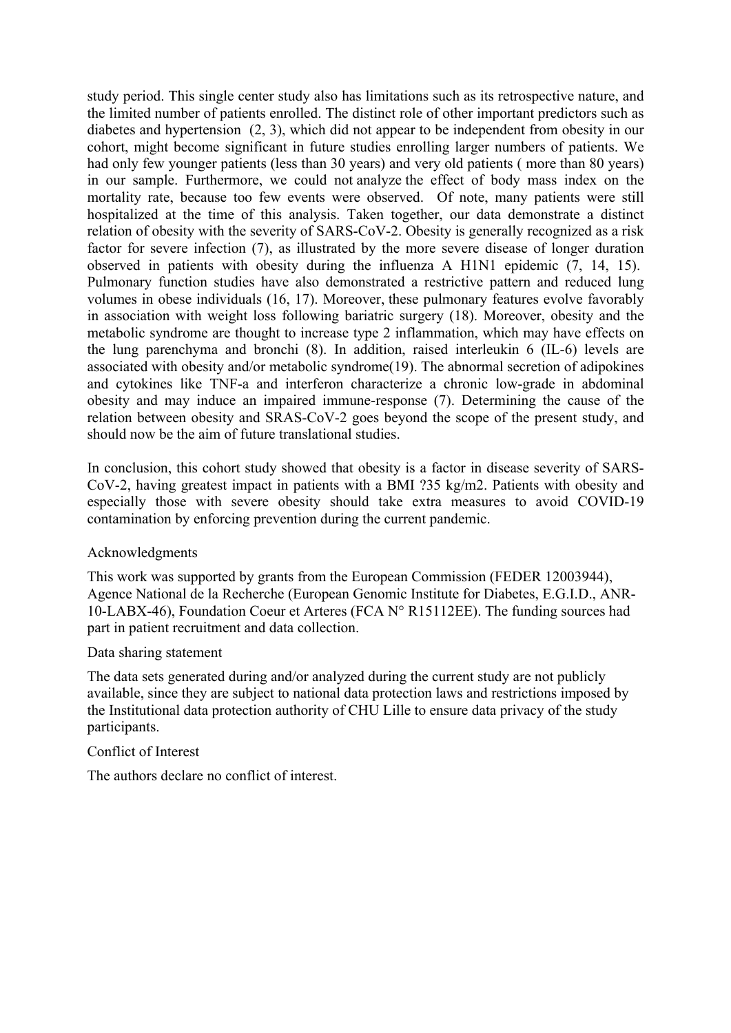study period. This single center study also has limitations such as its retrospective nature, and the limited number of patients enrolled. The distinct role of other important predictors such as diabetes and hypertension (2, 3), which did not appear to be independent from obesity in our cohort, might become significant in future studies enrolling larger numbers of patients. We had only few younger patients (less than 30 years) and very old patients ( more than 80 years) in our sample. Furthermore, we could not analyze the effect of body mass index on the mortality rate, because too few events were observed. Of note, many patients were still hospitalized at the time of this analysis. Taken together, our data demonstrate a distinct relation of obesity with the severity of SARS-CoV-2. Obesity is generally recognized as a risk factor for severe infection (7), as illustrated by the more severe disease of longer duration observed in patients with obesity during the influenza A H1N1 epidemic (7, 14, 15). Pulmonary function studies have also demonstrated a restrictive pattern and reduced lung volumes in obese individuals (16, 17). Moreover, these pulmonary features evolve favorably in association with weight loss following bariatric surgery (18). Moreover, obesity and the metabolic syndrome are thought to increase type 2 inflammation, which may have effects on the lung parenchyma and bronchi (8). In addition, raised interleukin 6 (IL-6) levels are associated with obesity and/or metabolic syndrome(19). The abnormal secretion of adipokines and cytokines like TNF-a and interferon characterize a chronic low-grade in abdominal obesity and may induce an impaired immune-response (7). Determining the cause of the relation between obesity and SRAS-CoV-2 goes beyond the scope of the present study, and should now be the aim of future translational studies.

In conclusion, this cohort study showed that obesity is a factor in disease severity of SARS-CoV-2, having greatest impact in patients with a BMI ?35 kg/m2. Patients with obesity and especially those with severe obesity should take extra measures to avoid COVID-19 contamination by enforcing prevention during the current pandemic.

Acknowledgments

This work was supported by grants from the European Commission (FEDER 12003944), Agence National de la Recherche (European Genomic Institute for Diabetes, E.G.I.D., ANR-10-LABX-46), Foundation Coeur et Arteres (FCA N° R15112EE). The funding sources had part in patient recruitment and data collection.

Data sharing statement

The data sets generated during and/or analyzed during the current study are not publicly available, since they are subject to national data protection laws and restrictions imposed by the Institutional data protection authority of CHU Lille to ensure data privacy of the study participants.

Conflict of Interest

The authors declare no conflict of interest.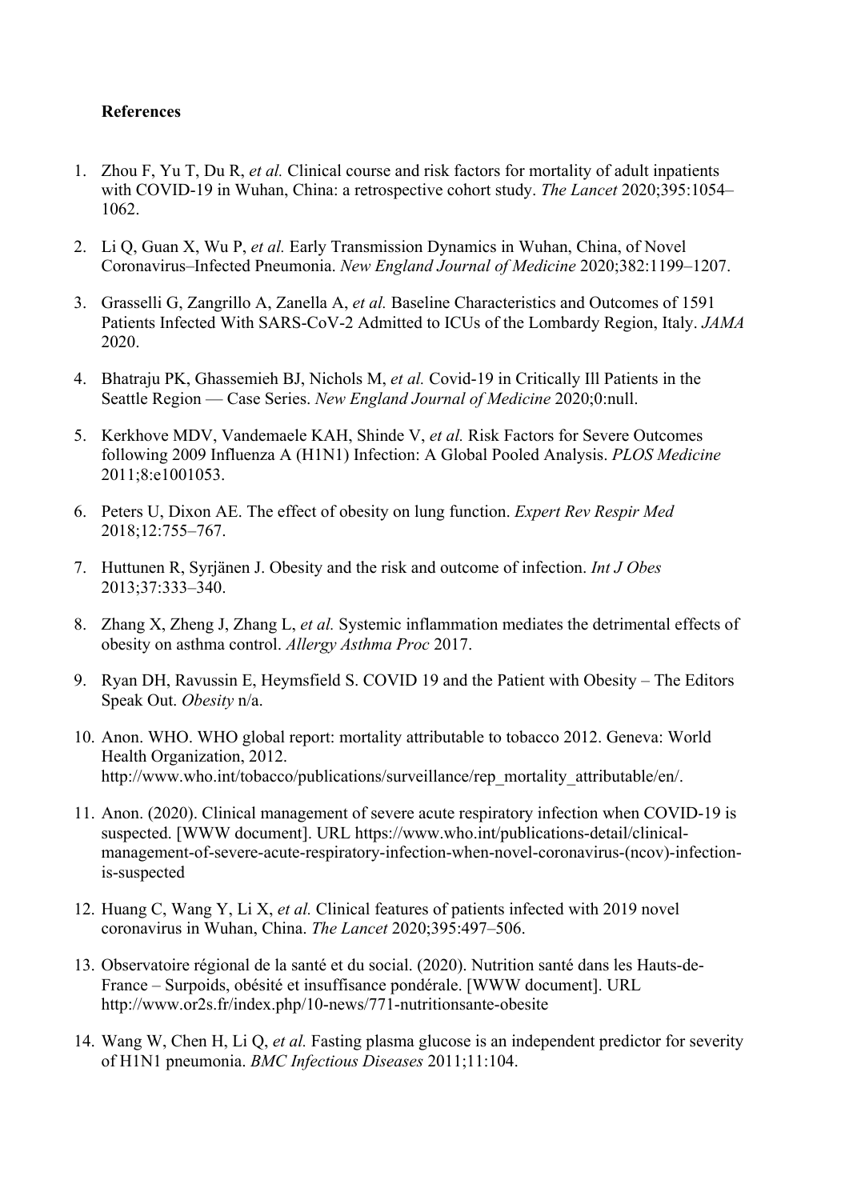**References**

1. Zhou F, Yu T, Du R, *et al.* Clinical course and risk factors for mortality of adult inpatients with COVID-19 in Wuhan, China: a retrospective cohort study. *The Lancet* 2020;395:1054–1062.

2. Li Q, Guan X, Wu P, *et al.* Early Transmission Dynamics in Wuhan, China, of Novel Coronavirus–Infected Pneumonia. *New England Journal of Medicine* 2020;382:1199–1207.

3. Grasselli G, Zangrillo A, Zanella A, *et al.* Baseline Characteristics and Outcomes of 1591 Patients Infected With SARS-CoV-2 Admitted to ICUs of the Lombardy Region, Italy. *JAMA* 2020.

4. Bhatraju PK, Ghassemieh BJ, Nichols M, *et al.* Covid-19 in Critically Ill Patients in the Seattle Region — Case Series. *New England Journal of Medicine* 2020;0:null.

5. Kerkhove MDV, Vandemaele KAH, Shinde V, *et al.* Risk Factors for Severe Outcomes following 2009 Influenza A (H1N1) Infection: A Global Pooled Analysis. *PLOS Medicine* 2011;8:e1001053.

6. Peters U, Dixon AE. The effect of obesity on lung function. *Expert Rev Respir Med* 2018;12:755–767.

7. Huttunen R, Syrjänen J. Obesity and the risk and outcome of infection. *Int J Obes* 2013;37:333–340.

8. Zhang X, Zheng J, Zhang L, *et al.* Systemic inflammation mediates the detrimental effects of obesity on asthma control. *Allergy Asthma Proc* 2017.

9. Ryan DH, Ravussin E, Heymsfield S. COVID 19 and the Patient with Obesity – The Editors Speak Out. *Obesity* n/a.

10. Anon. WHO. WHO global report: mortality attributable to tobacco 2012. Geneva: World Health Organization, 2012. http://www.who.int/tobacco/publications/surveillance/rep_mortality_attributable/en/.

11. Anon. (2020). Clinical management of severe acute respiratory infection when COVID-19 is suspected. [WWW document]. URL https://www.who.int/publications-detail/clinical-management-of-severe-acute-respiratory-infection-when-novel-coronavirus-(ncov)-infection-is-suspected

12. Huang C, Wang Y, Li X, *et al.* Clinical features of patients infected with 2019 novel coronavirus in Wuhan, China. *The Lancet* 2020;395:497–506.

13. Observatoire régional de la santé et du social. (2020). Nutrition santé dans les Hauts-de-France – Surpoids, obésité et insuffisance pondérale. [WWW document]. URL http://www.or2s.fr/index.php/10-news/771-nutritionsante-obesite

14. Wang W, Chen H, Li Q, *et al.* Fasting plasma glucose is an independent predictor for severity of H1N1 pneumonia. *BMC Infectious Diseases* 2011;11:104.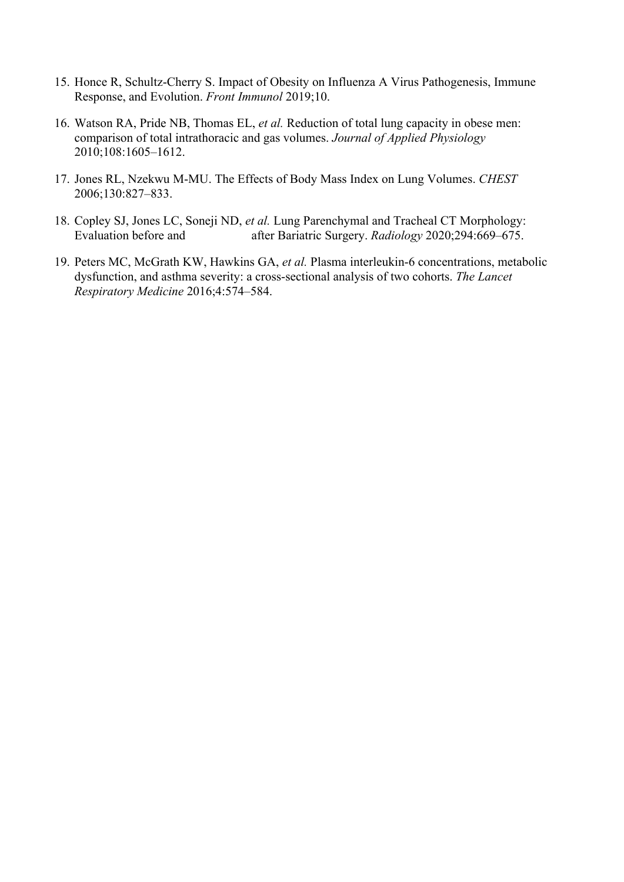15. Honce R, Schultz-Cherry S. Impact of Obesity on Influenza A Virus Pathogenesis, Immune Response, and Evolution. *Front Immunol* 2019;10.

16. Watson RA, Pride NB, Thomas EL, *et al.* Reduction of total lung capacity in obese men: comparison of total intrathoracic and gas volumes. *Journal of Applied Physiology* 2010;108:1605–1612.

17. Jones RL, Nzekwu M-MU. The Effects of Body Mass Index on Lung Volumes. *CHEST* 2006;130:827–833.

18. Copley SJ, Jones LC, Soneji ND, *et al.* Lung Parenchymal and Tracheal CT Morphology: Evaluation before and after Bariatric Surgery. *Radiology* 2020;294:669–675.

19. Peters MC, McGrath KW, Hawkins GA, *et al.* Plasma interleukin-6 concentrations, metabolic dysfunction, and asthma severity: a cross-sectional analysis of two cohorts. *The Lancet Respiratory Medicine* 2016;4:574–584.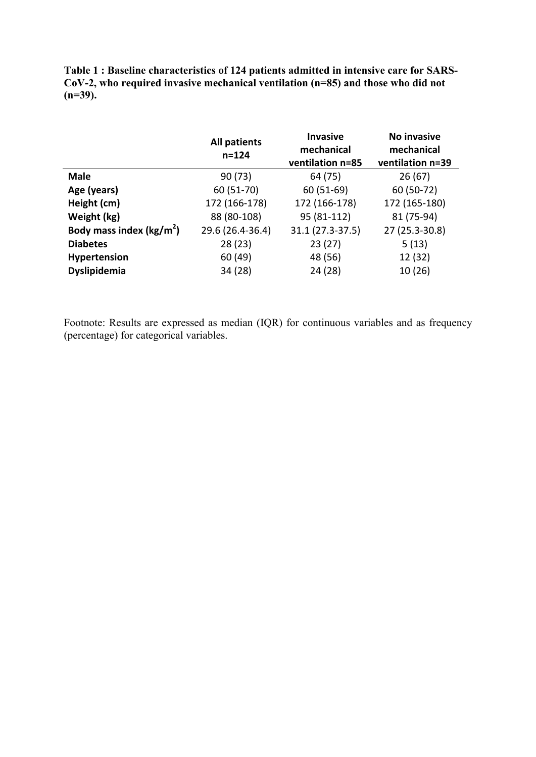**Table 1 : Baseline characteristics of 124 patients admitted in intensive care for SARS-CoV-2, who required invasive mechanical ventilation (n=85) and those who did not (n=39).**

| | All patients n=124 | Invasive mechanical ventilation n=85 | No invasive mechanical ventilation n=39 |
|---|---|---|---|
| **Male** | 90 (73) | 64 (75) | 26 (67) |
| **Age (years)** | 60 (51-70) | 60 (51-69) | 60 (50-72) |
| **Height (cm)** | 172 (166-178) | 172 (166-178) | 172 (165-180) |
| **Weight (kg)** | 88 (80-108) | 95 (81-112) | 81 (75-94) |
| **Body mass index (kg/m$^2$)** | 29.6 (26.4-36.4) | 31.1 (27.3-37.5) | 27 (25.3-30.8) |
| **Diabetes** | 28 (23) | 23 (27) | 5 (13) |
| **Hypertension** | 60 (49) | 48 (56) | 12 (32) |
| **Dyslipidemia** | 34 (28) | 24 (28) | 10 (26) |

Footnote: Results are expressed as median (IQR) for continuous variables and as frequency (percentage) for categorical variables.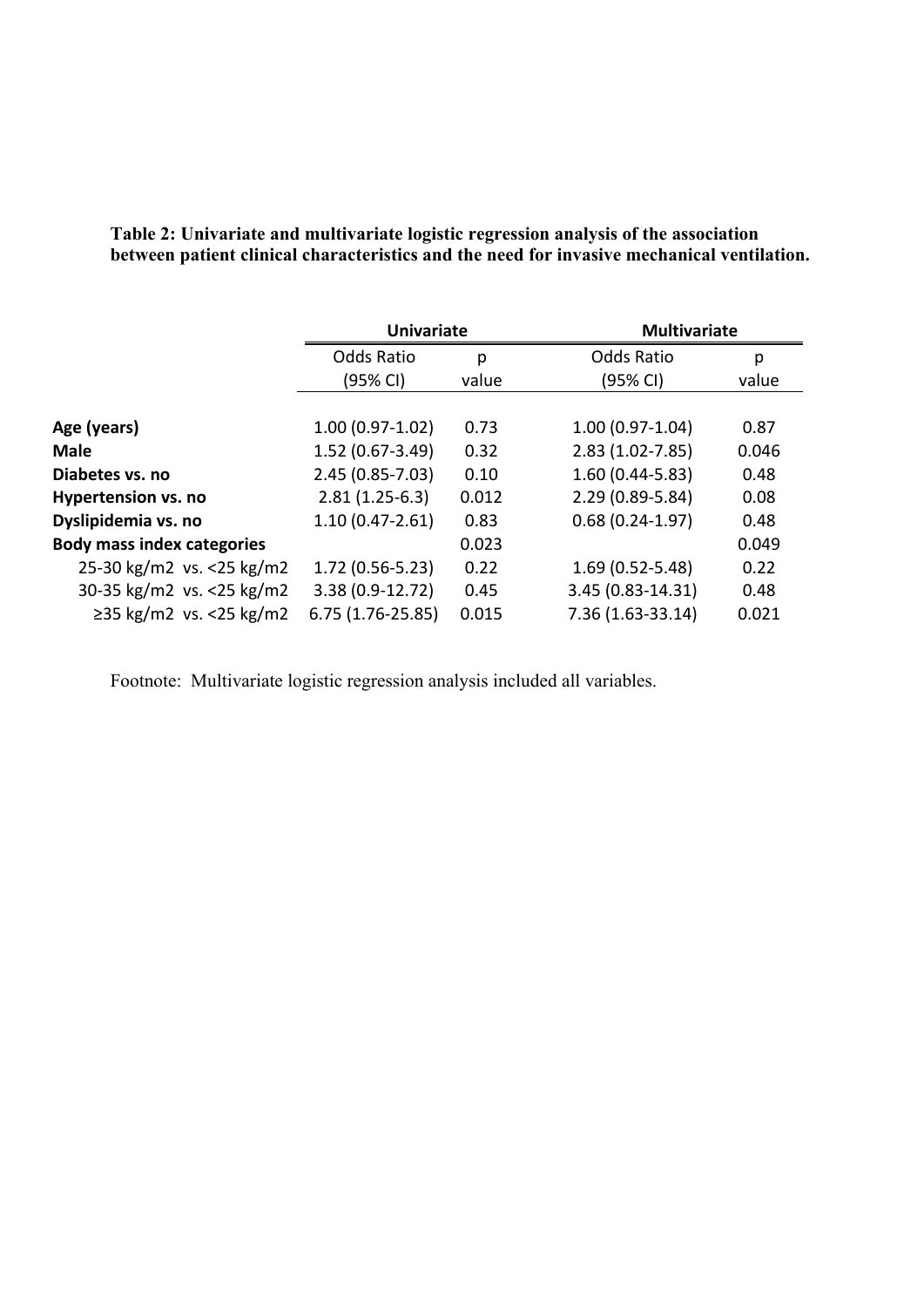**Table 2: Univariate and multivariate logistic regression analysis of the association between patient clinical characteristics and the need for invasive mechanical ventilation.**

| | Univariate | | Multivariate | |
|---|---|---|---|---|
| | Odds Ratio (95% CI) | p value | Odds Ratio (95% CI) | p value |
| **Age (years)** | 1.00 (0.97-1.02) | 0.73 | 1.00 (0.97-1.04) | 0.87 |
| **Male** | 1.52 (0.67-3.49) | 0.32 | 2.83 (1.02-7.85) | 0.046 |
| **Diabetes vs. no** | 2.45 (0.85-7.03) | 0.10 | 1.60 (0.44-5.83) | 0.48 |
| **Hypertension vs. no** | 2.81 (1.25-6.3) | 0.012 | 2.29 (0.89-5.84) | 0.08 |
| **Dyslipidemia vs. no** | 1.10 (0.47-2.61) | 0.83 | 0.68 (0.24-1.97) | 0.48 |
| **Body mass index categories** | | 0.023 | | 0.049 |
| 25-30 kg/m2 vs. <25 kg/m2 | 1.72 (0.56-5.23) | 0.22 | 1.69 (0.52-5.48) | 0.22 |
| 30-35 kg/m2 vs. <25 kg/m2 | 3.38 (0.9-12.72) | 0.45 | 3.45 (0.83-14.31) | 0.48 |
| ≥35 kg/m2 vs. <25 kg/m2 | 6.75 (1.76-25.85) | 0.015 | 7.36 (1.63-33.14) | 0.021 |

Footnote: Multivariate logistic regression analysis included all variables.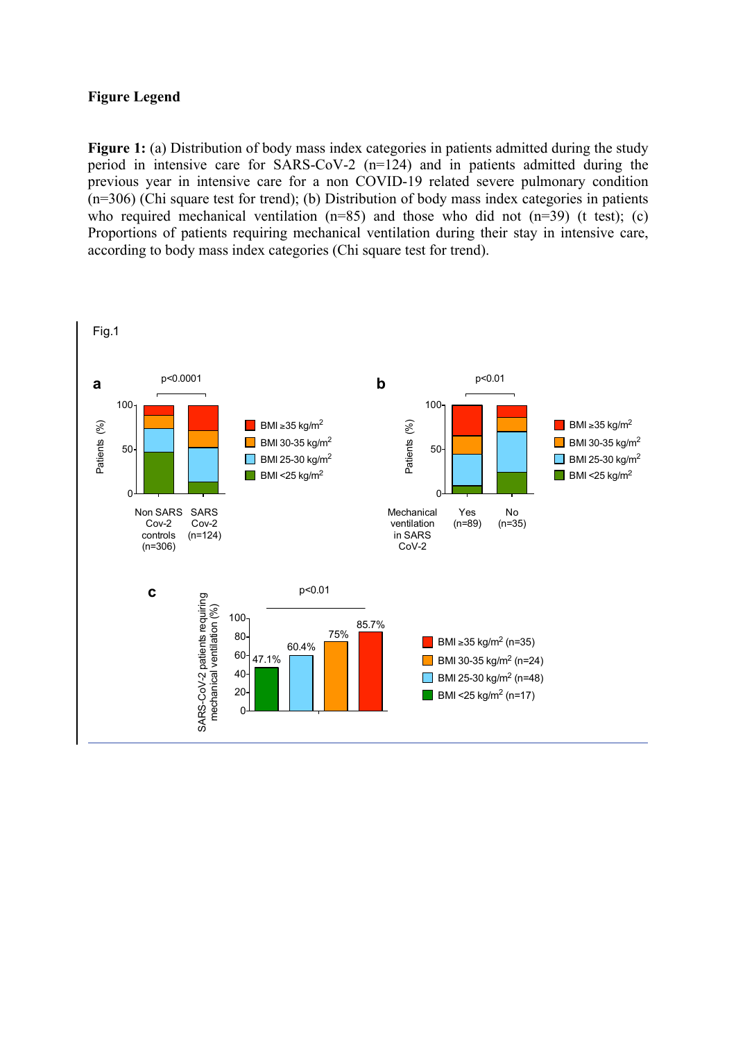**Figure Legend**

**Figure 1:** (a) Distribution of body mass index categories in patients admitted during the study period in intensive care for SARS-CoV-2 (n=124) and in patients admitted during the previous year in intensive care for a non COVID-19 related severe pulmonary condition (n=306) (Chi square test for trend); (b) Distribution of body mass index categories in patients who required mechanical ventilation (n=85) and those who did not (n=39) (t test); (c) Proportions of patients requiring mechanical ventilation during their stay in intensive care, according to body mass index categories (Chi square test for trend).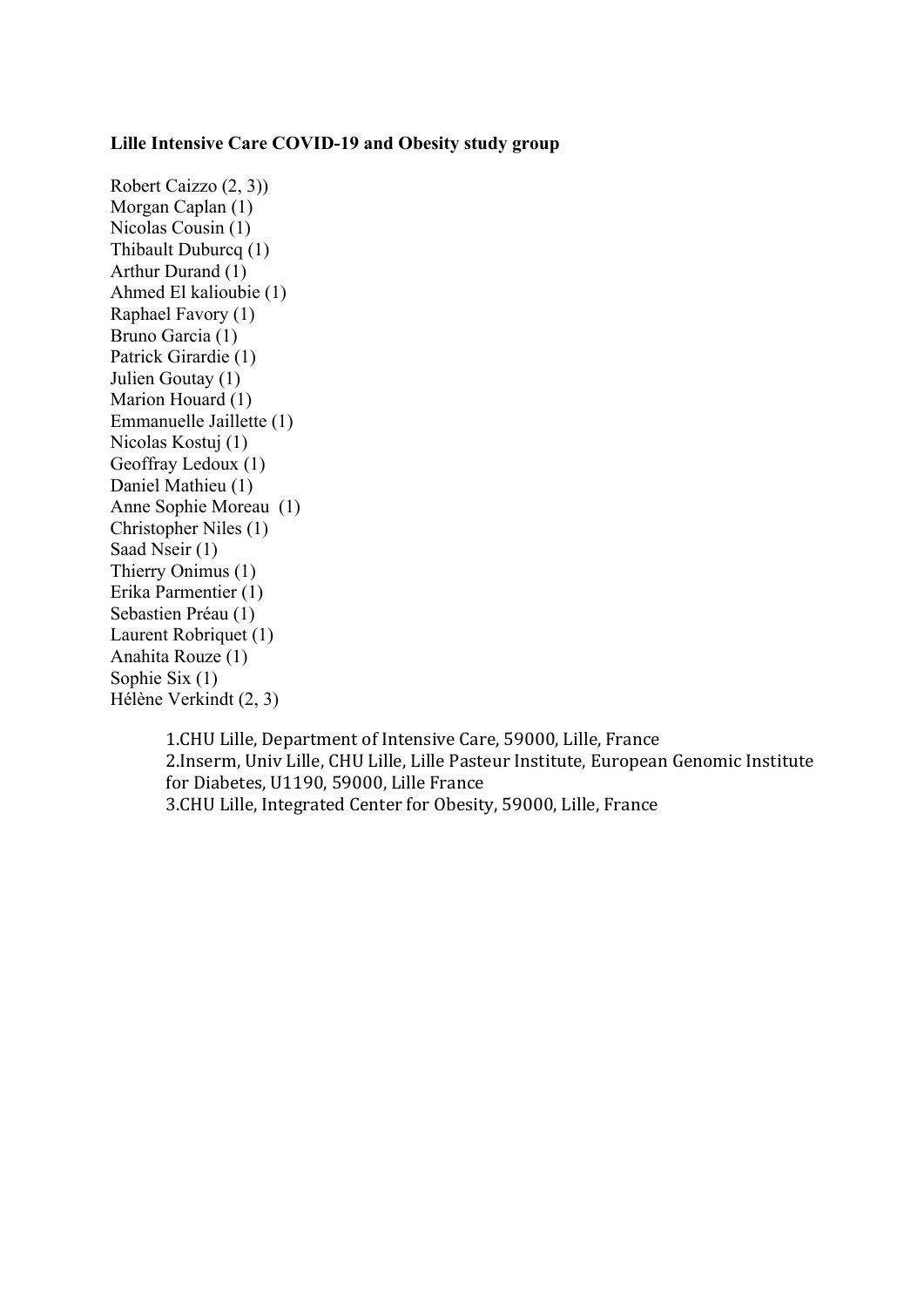**Lille Intensive Care COVID-19 and Obesity study group**

Robert Caizzo (2, 3))
Morgan Caplan (1)
Nicolas Cousin (1)
Thibault Duburcq (1)
Arthur Durand (1)
Ahmed El kalioubie (1)
Raphael Favory (1)
Bruno Garcia (1)
Patrick Girardie (1)
Julien Goutay (1)
Marion Houard (1)
Emmanuelle Jaillette (1)
Nicolas Kostuj (1)
Geoffray Ledoux (1)
Daniel Mathieu (1)
Anne Sophie Moreau (1)
Christopher Niles (1)
Saad Nseir (1)
Thierry Onimus (1)
Erika Parmentier (1)
Sebastien Préau (1)
Laurent Robriquet (1)
Anahita Rouze (1)
Sophie Six (1)
Hélène Verkindt (2, 3)

1. CHU Lille, Department of Intensive Care, 59000, Lille, France
2. Inserm, Univ Lille, CHU Lille, Lille Pasteur Institute, European Genomic Institute for Diabetes, U1190, 59000, Lille France
3. CHU Lille, Integrated Center for Obesity, 59000, Lille, France